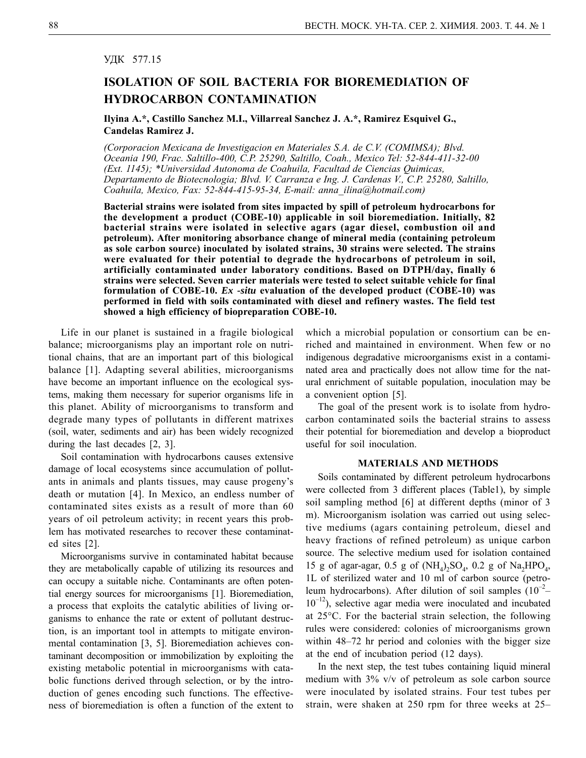УДК 577.15

# ISOLATION OF SOIL BACTERIA FOR BIOREMEDIATION OF HYDROCARBON CONTAMINATION

**Ilyina A.*, Castillo Sanchez M.I., Villarreal Sanchez J. A.*, Ramirez Esquivel G., Candelas Ramirez J.**

*(Corporacion Mexicana de Investigacion en Materiales S.A. de C.V. (COMIMSA); Blvd. Oceania 190, Frac. Saltillo-400, C.P. 25290, Saltillo, Coah., Mexico Tel: 52-844-411-32-00 (Ext. 1145); *Universidad Autonoma de Coahuila, Facultad de Ciencias Quimicas, Departamento de Biotecnologia; Blvd. V. Carranza e Ing. J. Cardenas V., C.P. 25280, Saltillo, Coahuila, Mexico, Fax: 52-844-415-95-34, E-mail: anna_ilina@hotmail.com)*

**Bacterial strains were isolated from sites impacted by spill of petroleum hydrocarbons for the development a product (COBE-10) applicable in soil bioremediation. Initially, 82 bacterial strains were isolated in selective agars (agar diesel, combustion oil and petroleum). After monitoring absorbance change of mineral media (containing petroleum as sole carbon source) inoculated by isolated strains, 30 strains were selected. The strains were evaluated for their potential to degrade the hydrocarbons of petroleum in soil, artificially contaminated under laboratory conditions. Based on DTPH/day, finally 6 strains were selected. Seven carrier materials were tested to select suitable vehicle for final formulation of COBE-10. *Ex -situ* evaluation of the developed product (COBE-10) was performed in field with soils contaminated with diesel and refinery wastes. The field test showed a high efficiency of biopreparation COBE-10.**

Life in our planet is sustained in a fragile biological balance; microorganisms play an important role on nutritional chains, that are an important part of this biological balance [1]. Adapting several abilities, microorganisms have become an important influence on the ecological systems, making them necessary for superior organisms life in this planet. Ability of microorganisms to transform and degrade many types of pollutants in different matrixes (soil, water, sediments and air) has been widely recognized during the last decades [2, 3].

Soil contamination with hydrocarbons causes extensive damage of local ecosystems since accumulation of pollutants in animals and plants tissues, may cause progeny's death or mutation [4]. In Mexico, an endless number of contaminated sites exists as a result of more than 60 years of oil petroleum activity; in recent years this problem has motivated researches to recover these contaminated sites [2].

Microorganisms survive in contaminated habitat because they are metabolically capable of utilizing its resources and can occupy a suitable niche. Contaminants are often potential energy sources for microorganisms [1]. Bioremediation, a process that exploits the catalytic abilities of living organisms to enhance the rate or extent of pollutant destruction, is an important tool in attempts to mitigate environmental contamination [3, 5]. Bioremediation achieves contaminant decomposition or immobilization by exploiting the existing metabolic potential in microorganisms with catabolic functions derived through selection, or by the introduction of genes encoding such functions. The effectiveness of bioremediation is often a function of the extent to which a microbial population or consortium can be enriched and maintained in environment. When few or no indigenous degradative microorganisms exist in a contaminated area and practically does not allow time for the natural enrichment of suitable population, inoculation may be a convenient option [5].

The goal of the present work is to isolate from hydrocarbon contaminated soils the bacterial strains to assess their potential for bioremediation and develop a bioproduct useful for soil inoculation.

## MATERIALS AND METHODS

Soils contaminated by different petroleum hydrocarbons were collected from 3 different places (Table1), by simple soil sampling method [6] at different depths (minor of 3 m). Microorganism isolation was carried out using selective mediums (agars containing petroleum, diesel and heavy fractions of refined petroleum) as unique carbon source. The selective medium used for isolation contained 15 g of agar-agar, 0.5 g of $(NH_4)_2SO_4$, 0.2 g of $Na_2HPO_4$, 1L of sterilized water and 10 ml of carbon source (petroleum hydrocarbons). After dilution of soil samples ($10^{-2}$–$10^{-12}$), selective agar media were inoculated and incubated at 25°C. For the bacterial strain selection, the following rules were considered: colonies of microorganisms grown within 48–72 hr period and colonies with the bigger size at the end of incubation period (12 days).

In the next step, the test tubes containing liquid mineral medium with 3% v/v of petroleum as sole carbon source were inoculated by isolated strains. Four test tubes per strain, were shaken at 250 rpm for three weeks at 25–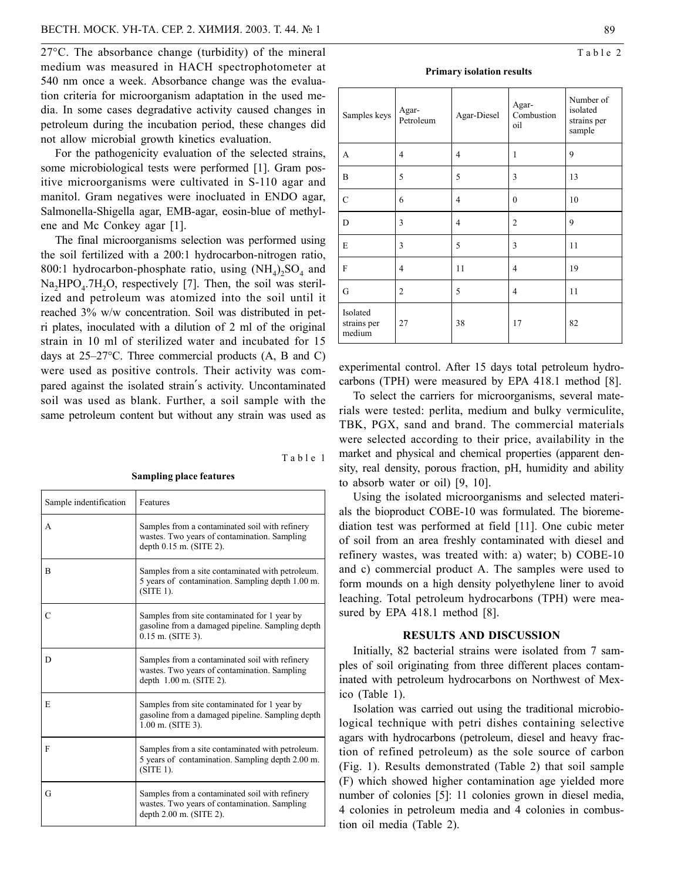27°C. The absorbance change (turbidity) of the mineral medium was measured in HACH spectrophotometer at 540 nm once a week. Absorbance change was the evaluation criteria for microorganism adaptation in the used media. In some cases degradative activity caused changes in petroleum during the incubation period, these changes did not allow microbial growth kinetics evaluation.

For the pathogenicity evaluation of the selected strains, some microbiological tests were performed [1]. Gram positive microorganisms were cultivated in S-110 agar and manitol. Gram negatives were inocluated in ENDO agar, Salmonella-Shigella agar, EMB-agar, eosin-blue of methylene and Mc Conkey agar [1].

The final microorganisms selection was performed using the soil fertilized with a 200:1 hydrocarbon-nitrogen ratio, 800:1 hydrocarbon-phosphate ratio, using $(NH_4)_2SO_4$ and $Na_2HPO_4.7H_2O$, respectively [7]. Then, the soil was sterilized and petroleum was atomized into the soil until it reached 3% w/w concentration. Soil was distributed in petri plates, inoculated with a dilution of 2 ml of the original strain in 10 ml of sterilized water and incubated for 15 days at 25–27°C. Three commercial products (A, B and C) were used as positive controls. Their activity was compared against the isolated strain´s activity. Uncontaminated soil was used as blank. Further, a soil sample with the same petroleum content but without any strain was used as experimental control. After 15 days total petroleum hydrocarbons (TPH) were measured by EPA 418.1 method [8].

Table 1

**Sampling place features**

| Sample indentification | Features |
|---|---|
| A | Samples from a contaminated soil with refinery wastes. Two years of contamination. Sampling depth 0.15 m. (SITE 2). |
| B | Samples from a site contaminated with petroleum. 5 years of contamination. Sampling depth 1.00 m. (SITE 1). |
| C | Samples from site contaminated for 1 year by gasoline from a damaged pipeline. Sampling depth 0.15 m. (SITE 3). |
| D | Samples from a contaminated soil with refinery wastes. Two years of contamination. Sampling depth 1.00 m. (SITE 2). |
| E | Samples from site contaminated for 1 year by gasoline from a damaged pipeline. Sampling depth 1.00 m. (SITE 3). |
| F | Samples from a site contaminated with petroleum. 5 years of contamination. Sampling depth 2.00 m. (SITE 1). |
| G | Samples from a contaminated soil with refinery wastes. Two years of contamination. Sampling depth 2.00 m. (SITE 2). |

Table 2

**Primary isolation results**

| Samples keys | Agar-Petroleum | Agar-Diesel | Agar-Combustion oil | Number of isolated strains per sample |
|---|---|---|---|---|
| A | 4 | 4 | 1 | 9 |
| B | 5 | 5 | 3 | 13 |
| C | 6 | 4 | 0 | 10 |
| D | 3 | 4 | 2 | 9 |
| E | 3 | 5 | 3 | 11 |
| F | 4 | 11 | 4 | 19 |
| G | 2 | 5 | 4 | 11 |
| Isolated strains per medium | 27 | 38 | 17 | 82 |

To select the carriers for microorganisms, several materials were tested: perlita, medium and bulky vermiculite, TBK, PGX, sand and brand. The commercial materials were selected according to their price, availability in the market and physical and chemical properties (apparent density, real density, porous fraction, pH, humidity and ability to absorb water or oil) [9, 10].

Using the isolated microorganisms and selected materials the bioproduct COBE-10 was formulated. The bioremediation test was performed at field [11]. One cubic meter of soil from an area freshly contaminated with diesel and refinery wastes, was treated with: a) water; b) COBE-10 and c) commercial product A. The samples were used to form mounds on a high density polyethylene liner to avoid leaching. Total petroleum hydrocarbons (TPH) were measured by EPA 418.1 method [8].

## RESULTS AND DISCUSSION

Initially, 82 bacterial strains were isolated from 7 samples of soil originating from three different places contaminated with petroleum hydrocarbons on Northwest of Mexico (Table 1).

Isolation was carried out using the traditional microbiological technique with petri dishes containing selective agars with hydrocarbons (petroleum, diesel and heavy fraction of refined petroleum) as the sole source of carbon (Fig. 1). Results demonstrated (Table 2) that soil sample (F) which showed higher contamination age yielded more number of colonies [5]: 11 colonies grown in diesel media, 4 colonies in petroleum media and 4 colonies in combustion oil media (Table 2).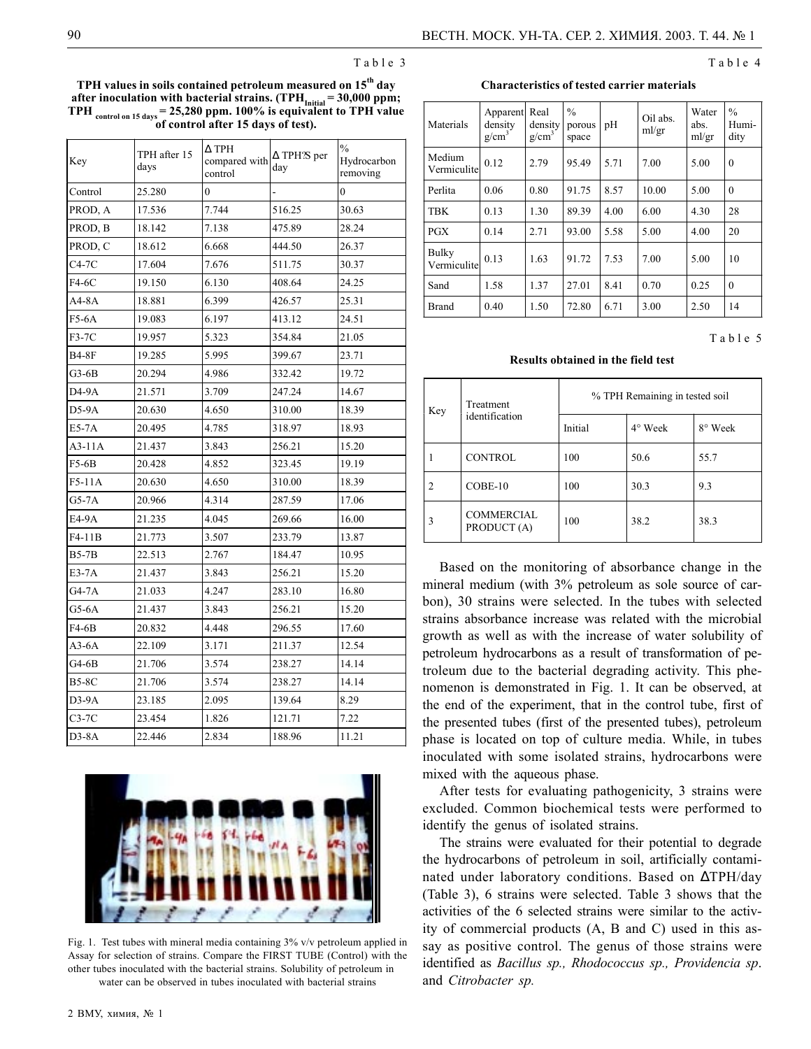Table 3

**TPH values in soils contained petroleum measured on 15th day after inoculation with bacterial strains. ($TPH_{Initial}$ = 30,000 ppm; $TPH_{control\ on\ 15\ days}$ = 25,280 ppm. 100% is equivalent to TPH value of control after 15 days of test).**

| Key | TPH after 15 days | Δ TPH compared with control | Δ TPH'S per day | % Hydrocarbon removing |
|---|---|---|---|---|
| Control | 25.280 | 0 | - | 0 |
| PROD, A | 17.536 | 7.744 | 516.25 | 30.63 |
| PROD, B | 18.142 | 7.138 | 475.89 | 28.24 |
| PROD, C | 18.612 | 6.668 | 444.50 | 26.37 |
| C4-7C | 17.604 | 7.676 | 511.75 | 30.37 |
| F4-6C | 19.150 | 6.130 | 408.64 | 24.25 |
| A4-8A | 18.881 | 6.399 | 426.57 | 25.31 |
| F5-6A | 19.083 | 6.197 | 413.12 | 24.51 |
| F3-7C | 19.957 | 5.323 | 354.84 | 21.05 |
| B4-8F | 19.285 | 5.995 | 399.67 | 23.71 |
| G3-6B | 20.294 | 4.986 | 332.42 | 19.72 |
| D4-9A | 21.571 | 3.709 | 247.24 | 14.67 |
| D5-9A | 20.630 | 4.650 | 310.00 | 18.39 |
| E5-7A | 20.495 | 4.785 | 318.97 | 18.93 |
| A3-11A | 21.437 | 3.843 | 256.21 | 15.20 |
| F5-6B | 20.428 | 4.852 | 323.45 | 19.19 |
| F5-11A | 20.630 | 4.650 | 310.00 | 18.39 |
| G5-7A | 20.966 | 4.314 | 287.59 | 17.06 |
| E4-9A | 21.235 | 4.045 | 269.66 | 16.00 |
| F4-11B | 21.773 | 3.507 | 233.79 | 13.87 |
| B5-7B | 22.513 | 2.767 | 184.47 | 10.95 |
| E3-7A | 21.437 | 3.843 | 256.21 | 15.20 |
| G4-7A | 21.033 | 4.247 | 283.10 | 16.80 |
| G5-6A | 21.437 | 3.843 | 256.21 | 15.20 |
| F4-6B | 20.832 | 4.448 | 296.55 | 17.60 |
| A3-6A | 22.109 | 3.171 | 211.37 | 12.54 |
| G4-6B | 21.706 | 3.574 | 238.27 | 14.14 |
| B5-8C | 21.706 | 3.574 | 238.27 | 14.14 |
| D3-9A | 23.185 | 2.095 | 139.64 | 8.29 |
| C3-7C | 23.454 | 1.826 | 121.71 | 7.22 |
| D3-8A | 22.446 | 2.834 | 188.96 | 11.21 |

Fig. 1. Test tubes with mineral media containing 3% v/v petroleum applied in Assay for selection of strains. Compare the FIRST TUBE (Control) with the other tubes inoculated with the bacterial strains. Solubility of petroleum in water can be observed in tubes inoculated with bacterial strains

Table 4

**Characteristics of tested carrier materials**

| Materials | Apparent density g/cm³ | Real density g/cm³ | % porous space | pH | Oil abs. ml/gr | Water abs. ml/gr | % Humidity |
|---|---|---|---|---|---|---|---|
| Medium Vermiculite | 0.12 | 2.79 | 95.49 | 5.71 | 7.00 | 5.00 | 0 |
| Perlita | 0.06 | 0.80 | 91.75 | 8.57 | 10.00 | 5.00 | 0 |
| TBK | 0.13 | 1.30 | 89.39 | 4.00 | 6.00 | 4.30 | 28 |
| PGX | 0.14 | 2.71 | 93.00 | 5.58 | 5.00 | 4.00 | 20 |
| Bulky Vermiculite | 0.13 | 1.63 | 91.72 | 7.53 | 7.00 | 5.00 | 10 |
| Sand | 1.58 | 1.37 | 27.01 | 8.41 | 0.70 | 0.25 | 0 |
| Brand | 0.40 | 1.50 | 72.80 | 6.71 | 3.00 | 2.50 | 14 |

Table 5

**Results obtained in the field test**

| Key | Treatment identification | % TPH Remaining in tested soil | | |
|---|---|---|---|---|
| | | Initial | 4° Week | 8° Week |
| 1 | CONTROL | 100 | 50.6 | 55.7 |
| 2 | COBE-10 | 100 | 30.3 | 9.3 |
| 3 | COMMERCIAL PRODUCT (A) | 100 | 38.2 | 38.3 |

Based on the monitoring of absorbance change in the mineral medium (with 3% petroleum as sole source of carbon), 30 strains were selected. In the tubes with selected strains absorbance increase was related with the microbial growth as well as with the increase of water solubility of petroleum hydrocarbons as a result of transformation of petroleum due to the bacterial degrading activity. This phenomenon is demonstrated in Fig. 1. It can be observed, at the end of the experiment, that in the control tube, first of the presented tubes (first of the presented tubes), petroleum phase is located on top of culture media. While, in tubes inoculated with some isolated strains, hydrocarbons were mixed with the aqueous phase.

After tests for evaluating pathogenicity, 3 strains were excluded. Common biochemical tests were performed to identify the genus of isolated strains.

The strains were evaluated for their potential to degrade the hydrocarbons of petroleum in soil, artificially contaminated under laboratory conditions. Based on ΔTPH/day (Table 3), 6 strains were selected. Table 3 shows that the activities of the 6 selected strains were similar to the activity of commercial products (A, B and C) used in this assay as positive control. The genus of those strains were identified as *Bacillus sp., Rhodococcus sp., Providencia sp*. and *Citrobacter sp.*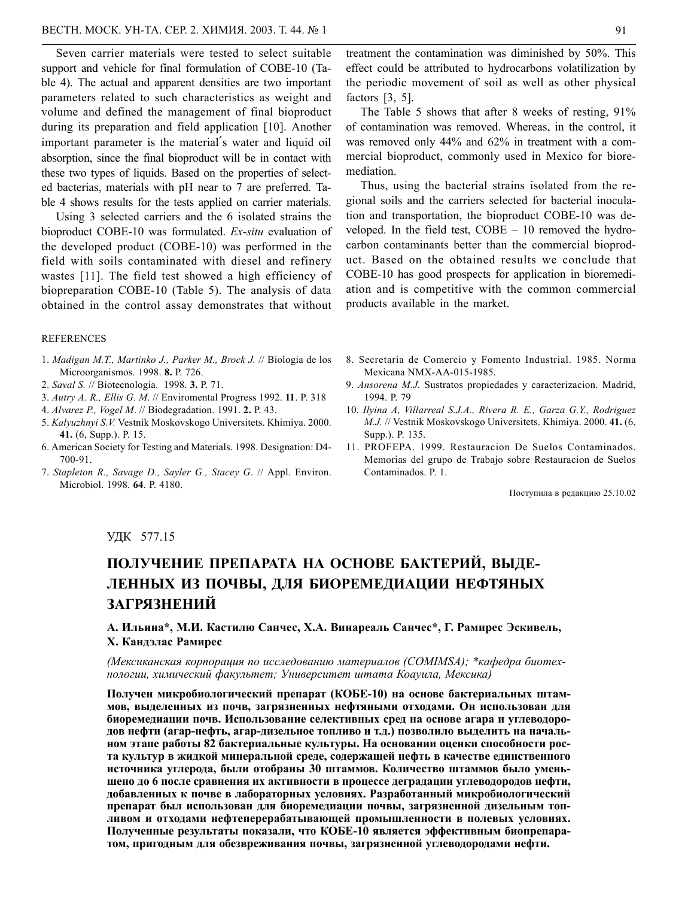Seven carrier materials were tested to select suitable support and vehicle for final formulation of COBE-10 (Table 4). The actual and apparent densities are two important parameters related to such characteristics as weight and volume and defined the management of final bioproduct during its preparation and field application [10]. Another important parameter is the material′s water and liquid oil absorption, since the final bioproduct will be in contact with these two types of liquids. Based on the properties of selected bacterias, materials with pH near to 7 are preferred. Table 4 shows results for the tests applied on carrier materials.

Using 3 selected carriers and the 6 isolated strains the bioproduct COBE-10 was formulated. *Ex-situ* evaluation of the developed product (COBE-10) was performed in the field with soils contaminated with diesel and refinery wastes [11]. The field test showed a high efficiency of biopreparation COBE-10 (Table 5). The analysis of data obtained in the control assay demonstrates that without treatment the contamination was diminished by 50%. This effect could be attributed to hydrocarbons volatilization by the periodic movement of soil as well as other physical factors [3, 5].

The Table 5 shows that after 8 weeks of resting, 91% of contamination was removed. Whereas, in the control, it was removed only 44% and 62% in treatment with a commercial bioproduct, commonly used in Mexico for bioremediation.

Thus, using the bacterial strains isolated from the regional soils and the carriers selected for bacterial inoculation and transportation, the bioproduct COBE-10 was developed. In the field test, COBE – 10 removed the hydrocarbon contaminants better than the commercial bioproduct. Based on the obtained results we conclude that COBE-10 has good prospects for application in bioremediation and is competitive with the common commercial products available in the market.

REFERENCES

1. *Madigan M.T., Martinko J., Parker M., Brock J.* // Biologia de los Microorganismos. 1998. **8.** P. 726.
2. *Saval S.* // Biotecnologia. 1998. **3.** P. 71.
3. *Autry A. R., Ellis G. M.* // Enviromental Progress 1992. **11**. P. 318
4. *Alvarez P., Vogel M.* // Biodegradation. 1991. **2.** P. 43.
5. *Kalyuzhnyi S.V.* Vestnik Moskovskogo Universitets. Khimiya. 2000. **41.** (6, Supp.). P. 15.
6. American Society for Testing and Materials. 1998. Designation: D4-700-91.
7. *Stapleton R., Savage D., Sayler G., Stacey G.* // Appl. Environ. Microbiol. 1998. **64**. P. 4180.
8. Secretaria de Comercio y Fomento Industrial. 1985. Norma Mexicana NMX-AA-015-1985.
9. *Ansorena M.J.* Sustratos propiedades y caracterizacion. Madrid, 1994. P. 79
10. *Ilyina A, Villarreal S.J.A., Rivera R. E., Garza G.Y., Rodriguez M.J.* // Vestnik Moskovskogo Universitets. Khimiya. 2000. **41.** (6, Supp.). P. 135.
11. PROFEPA. 1999. Restauracion De Suelos Contaminados. Memorias del grupo de Trabajo sobre Restauracion de Suelos Contaminados. P. 1.

Поступила в редакцию 25.10.02

УДК 577.15

# ПОЛУЧЕНИЕ ПРЕПАРАТА НА ОСНОВЕ БАКТЕРИЙ, ВЫДЕЛЕННЫХ ИЗ ПОЧВЫ, ДЛЯ БИОРЕМЕДИАЦИИ НЕФТЯНЫХ ЗАГРЯЗНЕНИЙ

**А. Ильина\*, М.И. Кастилю Санчес, Х.А. Винареаль Санчес\*, Г. Рамирес Эскивель, Х. Кандэлас Рамирес**

*(Мексиканская корпорация по исследованию материалов (COMIMSA); \*кафедра биотехнологии, химический факультет; Университет штата Коауила, Мексика)*

**Получен микробиологический препарат (КОБЕ-10) на основе бактериальных штаммов, выделенных из почв, загрязненных нефтяными отходами. Он использован для биоремедиации почв. Использование селективных сред на основе агара и углеводородов нефти (агар-нефть, агар-дизельное топливо и т.д.) позволило выделить на начальном этапе работы 82 бактериальные культуры. На основании оценки способности роста культур в жидкой минеральной среде, содержащей нефть в качестве единственного источника углерода, были отобраны 30 штаммов. Количество штаммов было уменьшено до 6 после сравнения их активности в процессе деградации углеводородов нефти, добавленных к почве в лабораторных условиях. Разработанный микробиологический препарат был использован для биоремедиации почвы, загрязненной дизельным топливом и отходами нефтеперерабатывающей промышленности в полевых условиях. Полученные результаты показали, что КОБЕ-10 является эффективным биопрепаратом, пригодным для обезвреживания почвы, загрязненной углеводородами нефти.**